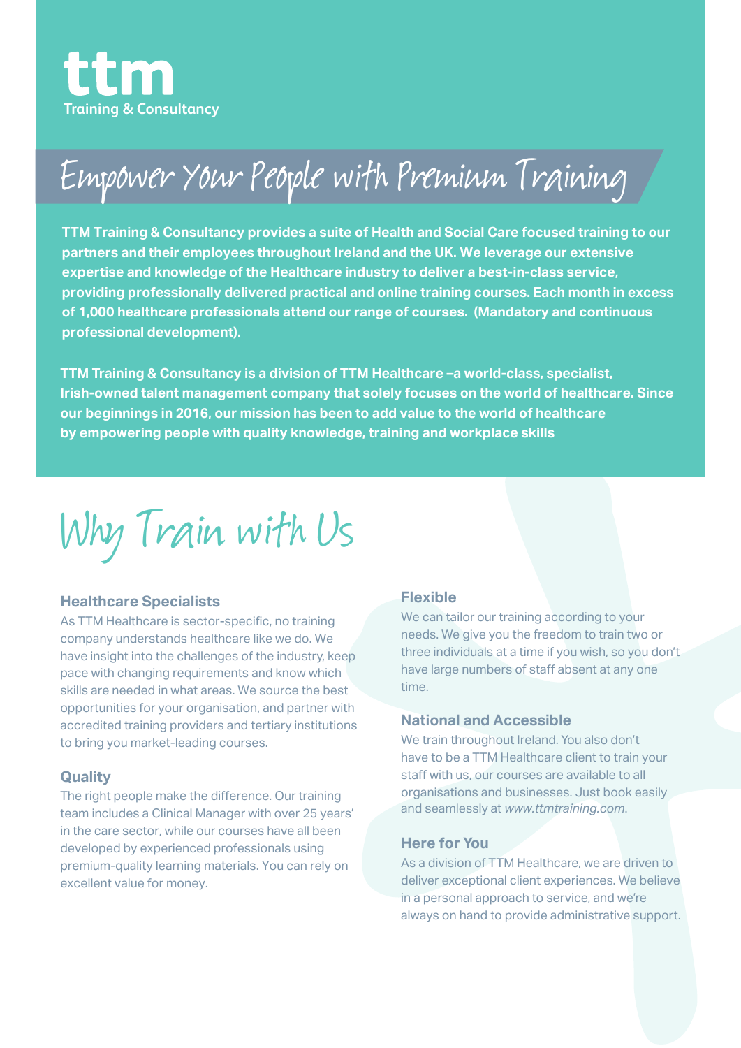**ttm**
Training & Consultancy

# Empower Your People with Premium Training

**TTM Training & Consultancy provides a suite of Health and Social Care focused training to our partners and their employees throughout Ireland and the UK. We leverage our extensive expertise and knowledge of the Healthcare industry to deliver a best-in-class service, providing professionally delivered practical and online training courses. Each month in excess of 1,000 healthcare professionals attend our range of courses. (Mandatory and continuous professional development).**

**TTM Training & Consultancy is a division of TTM Healthcare –a world-class, specialist, Irish-owned talent management company that solely focuses on the world of healthcare. Since our beginnings in 2016, our mission has been to add value to the world of healthcare by empowering people with quality knowledge, training and workplace skills**

# Why Train with Us

### Healthcare Specialists

As TTM Healthcare is sector-specific, no training company understands healthcare like we do. We have insight into the challenges of the industry, keep pace with changing requirements and know which skills are needed in what areas. We source the best opportunities for your organisation, and partner with accredited training providers and tertiary institutions to bring you market-leading courses.

### Quality

The right people make the difference. Our training team includes a Clinical Manager with over 25 years' in the care sector, while our courses have all been developed by experienced professionals using premium-quality learning materials. You can rely on excellent value for money.

### Flexible

We can tailor our training according to your needs. We give you the freedom to train two or three individuals at a time if you wish, so you don't have large numbers of staff absent at any one time.

### National and Accessible

We train throughout Ireland. You also don't have to be a TTM Healthcare client to train your staff with us, our courses are available to all organisations and businesses. Just book easily and seamlessly at *www.ttmtraining.com*.

### Here for You

As a division of TTM Healthcare, we are driven to deliver exceptional client experiences. We believe in a personal approach to service, and we're always on hand to provide administrative support.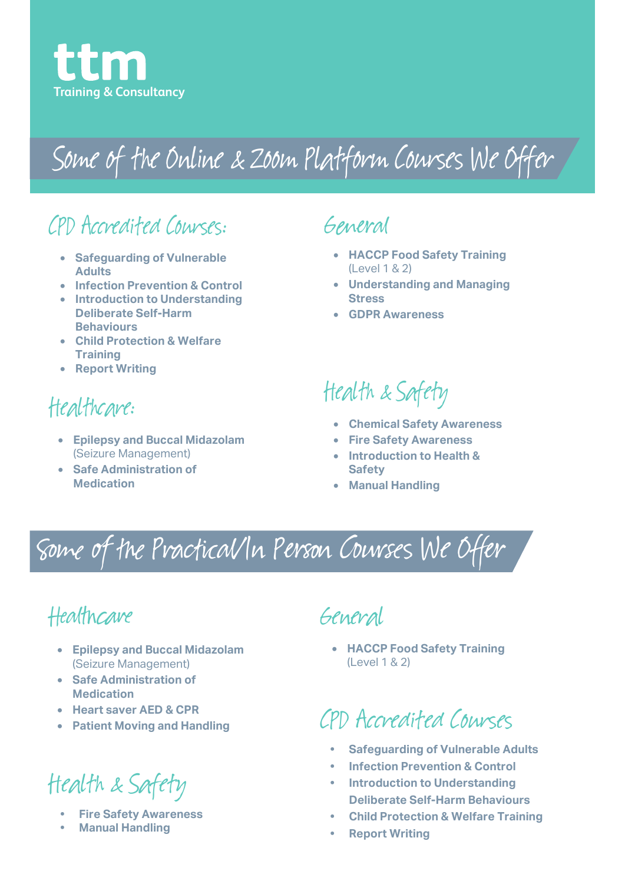**ttm**
Training & Consultancy

# Some of the Online & Zoom Platform Courses We Offer

## CPD Accredited Courses:

- **Safeguarding of Vulnerable Adults**
- **Infection Prevention & Control**
- **Introduction to Understanding Deliberate Self-Harm Behaviours**
- **Child Protection & Welfare Training**
- **Report Writing**

## Healthcare:

- **Epilepsy and Buccal Midazolam** (Seizure Management)
- **Safe Administration of Medication**

## General

- **HACCP Food Safety Training** (Level 1 & 2)
- **Understanding and Managing Stress**
- **GDPR Awareness**

## Health & Safety

- **Chemical Safety Awareness**
- **Fire Safety Awareness**
- **Introduction to Health & Safety**
- **Manual Handling**

# Some of the Practical/In Person Courses We Offer

## Healthcare

- **Epilepsy and Buccal Midazolam** (Seizure Management)
- **Safe Administration of Medication**
- **Heart saver AED & CPR**
- **Patient Moving and Handling**

## Health & Safety

- **Fire Safety Awareness**
- **Manual Handling**

## General

- **HACCP Food Safety Training** (Level 1 & 2)

## CPD Accredited Courses

- **Safeguarding of Vulnerable Adults**
- **Infection Prevention & Control**
- **Introduction to Understanding Deliberate Self-Harm Behaviours**
- **Child Protection & Welfare Training**
- **Report Writing**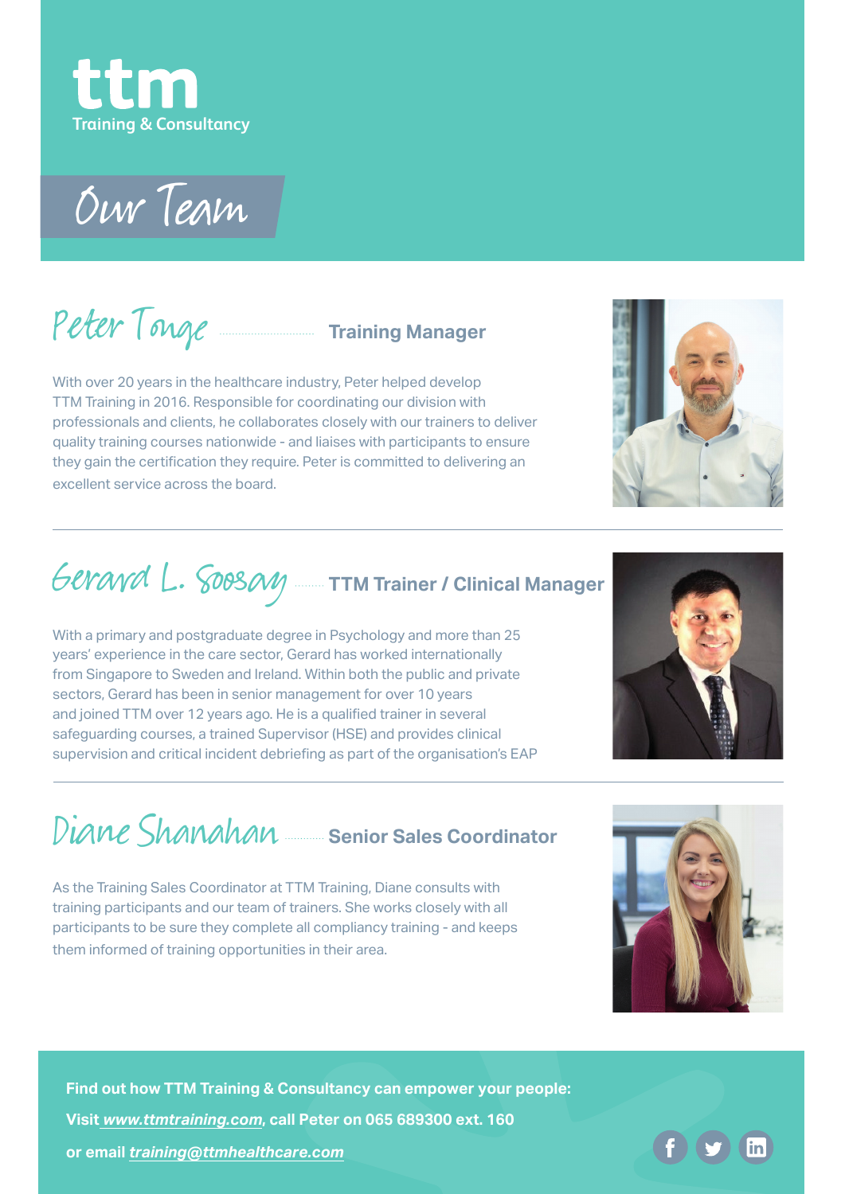**ttm**
Training & Consultancy

# Our Team

## Peter Tonge — Training Manager

With over 20 years in the healthcare industry, Peter helped develop TTM Training in 2016. Responsible for coordinating our division with professionals and clients, he collaborates closely with our trainers to deliver quality training courses nationwide - and liaises with participants to ensure they gain the certification they require. Peter is committed to delivering an excellent service across the board.

## Gerard L. Soosay — TTM Trainer / Clinical Manager

With a primary and postgraduate degree in Psychology and more than 25 years' experience in the care sector, Gerard has worked internationally from Singapore to Sweden and Ireland. Within both the public and private sectors, Gerard has been in senior management for over 10 years and joined TTM over 12 years ago. He is a qualified trainer in several safeguarding courses, a trained Supervisor (HSE) and provides clinical supervision and critical incident debriefing as part of the organisation's EAP

## Diane Shanahan — Senior Sales Coordinator

As the Training Sales Coordinator at TTM Training, Diane consults with training participants and our team of trainers. She works closely with all participants to be sure they complete all compliancy training - and keeps them informed of training opportunities in their area.

**Find out how TTM Training & Consultancy can empower your people:**

**Visit *www.ttmtraining.com*, call Peter on 065 689300 ext. 160**

**or email *training@ttmhealthcare.com***